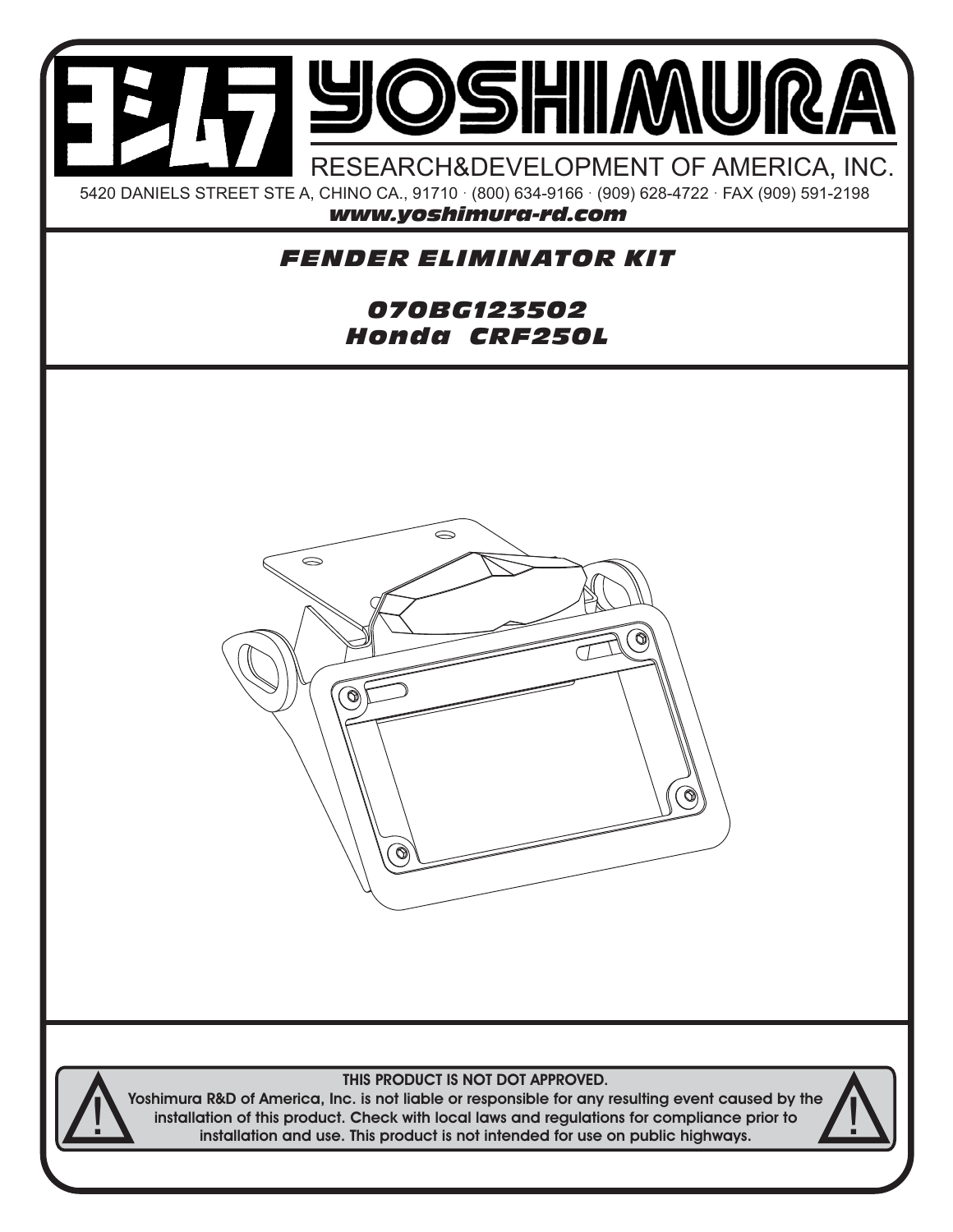# YOSHIMURA

RESEARCH&DEVELOPMENT OF AMERICA, INC.

5420 DANIELS STREET STE A, CHINO CA., 91710 · (800) 634-9166 · (909) 628-4722 · FAX (909) 591-2198

***www.yoshimura-rd.com***

## *FENDER ELIMINATOR KIT*

## *070BG123502*
## *Honda CRF250L*

**THIS PRODUCT IS NOT DOT APPROVED.**

**Yoshimura R&D of America, Inc. is not liable or responsible for any resulting event caused by the installation of this product. Check with local laws and regulations for compliance prior to installation and use. This product is not intended for use on public highways.**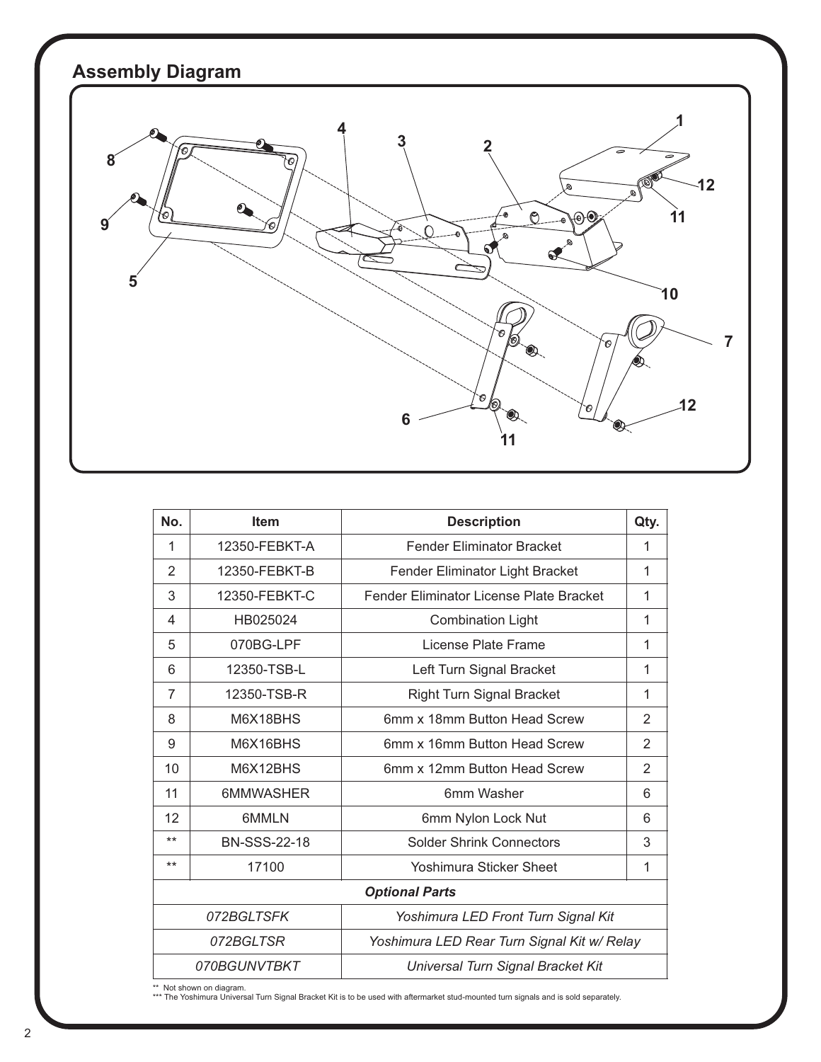## Assembly Diagram

| No. | Item | Description | Qty. |
|---|---|---|---|
| 1 | 12350-FEBKT-A | Fender Eliminator Bracket | 1 |
| 2 | 12350-FEBKT-B | Fender Eliminator Light Bracket | 1 |
| 3 | 12350-FEBKT-C | Fender Eliminator License Plate Bracket | 1 |
| 4 | HB025024 | Combination Light | 1 |
| 5 | 070BG-LPF | License Plate Frame | 1 |
| 6 | 12350-TSB-L | Left Turn Signal Bracket | 1 |
| 7 | 12350-TSB-R | Right Turn Signal Bracket | 1 |
| 8 | M6X18BHS | 6mm x 18mm Button Head Screw | 2 |
| 9 | M6X16BHS | 6mm x 16mm Button Head Screw | 2 |
| 10 | M6X12BHS | 6mm x 12mm Button Head Screw | 2 |
| 11 | 6MMWASHER | 6mm Washer | 6 |
| 12 | 6MMLN | 6mm Nylon Lock Nut | 6 |
| ** | BN-SSS-22-18 | Solder Shrink Connectors | 3 |
| ** | 17100 | Yoshimura Sticker Sheet | 1 |
| ***Optional Parts*** | | | |
| *072BGLTSFK* | | *Yoshimura LED Front Turn Signal Kit* | |
| *072BGLTSR* | | *Yoshimura LED Rear Turn Signal Kit w/ Relay* | |
| *070BGUNVTBKT* | | *Universal Turn Signal Bracket Kit* | |

** Not shown on diagram.
*** The Yoshimura Universal Turn Signal Bracket Kit is to be used with aftermarket stud-mounted turn signals and is sold separately.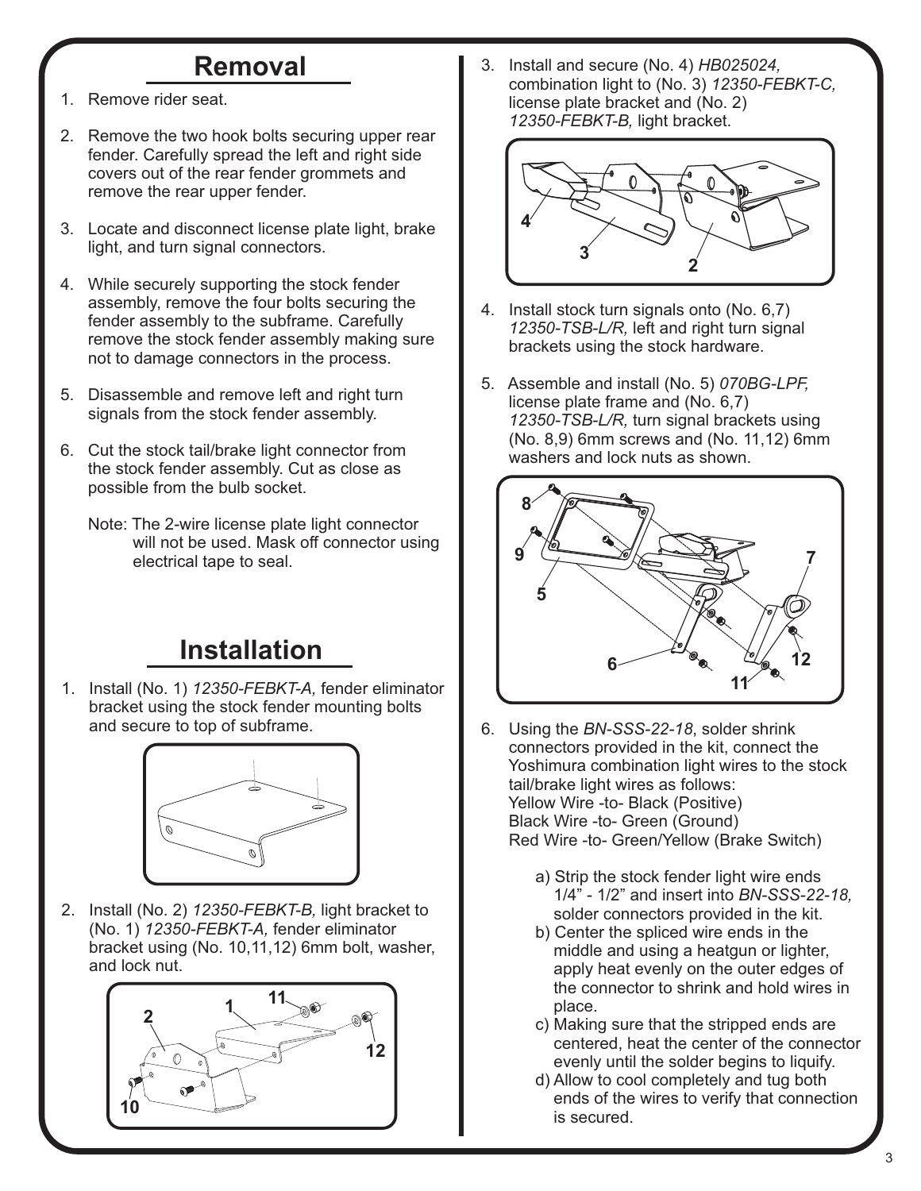## Removal

1. Remove rider seat.

2. Remove the two hook bolts securing upper rear fender. Carefully spread the left and right side covers out of the rear fender grommets and remove the rear upper fender.

3. Locate and disconnect license plate light, brake light, and turn signal connectors.

4. While securely supporting the stock fender assembly, remove the four bolts securing the fender assembly to the subframe. Carefully remove the stock fender assembly making sure not to damage connectors in the process.

5. Disassemble and remove left and right turn signals from the stock fender assembly.

6. Cut the stock tail/brake light connector from the stock fender assembly. Cut as close as possible from the bulb socket.

   Note: The 2-wire license plate light connector will not be used. Mask off connector using electrical tape to seal.

## Installation

1. Install (No. 1) *12350-FEBKT-A,* fender eliminator bracket using the stock fender mounting bolts and secure to top of subframe.

2. Install (No. 2) *12350-FEBKT-B,* light bracket to (No. 1) *12350-FEBKT-A,* fender eliminator bracket using (No. 10,11,12) 6mm bolt, washer, and lock nut.

3. Install and secure (No. 4) *HB025024,* combination light to (No. 3) *12350-FEBKT-C,* license plate bracket and (No. 2) *12350-FEBKT-B,* light bracket.

4. Install stock turn signals onto (No. 6,7) *12350-TSB-L/R,* left and right turn signal brackets using the stock hardware.

5. Assemble and install (No. 5) *070BG-LPF,* license plate frame and (No. 6,7) *12350-TSB-L/R,* turn signal brackets using (No. 8,9) 6mm screws and (No. 11,12) 6mm washers and lock nuts as shown.

6. Using the *BN-SSS-22-18*, solder shrink connectors provided in the kit, connect the Yoshimura combination light wires to the stock tail/brake light wires as follows:
   Yellow Wire -to- Black (Positive)
   Black Wire -to- Green (Ground)
   Red Wire -to- Green/Yellow (Brake Switch)

   a) Strip the stock fender light wire ends 1/4" - 1/2" and insert into *BN-SSS-22-18,* solder connectors provided in the kit.
   b) Center the spliced wire ends in the middle and using a heatgun or lighter, apply heat evenly on the outer edges of the connector to shrink and hold wires in place.
   c) Making sure that the stripped ends are centered, heat the center of the connector evenly until the solder begins to liquify.
   d) Allow to cool completely and tug both ends of the wires to verify that connection is secured.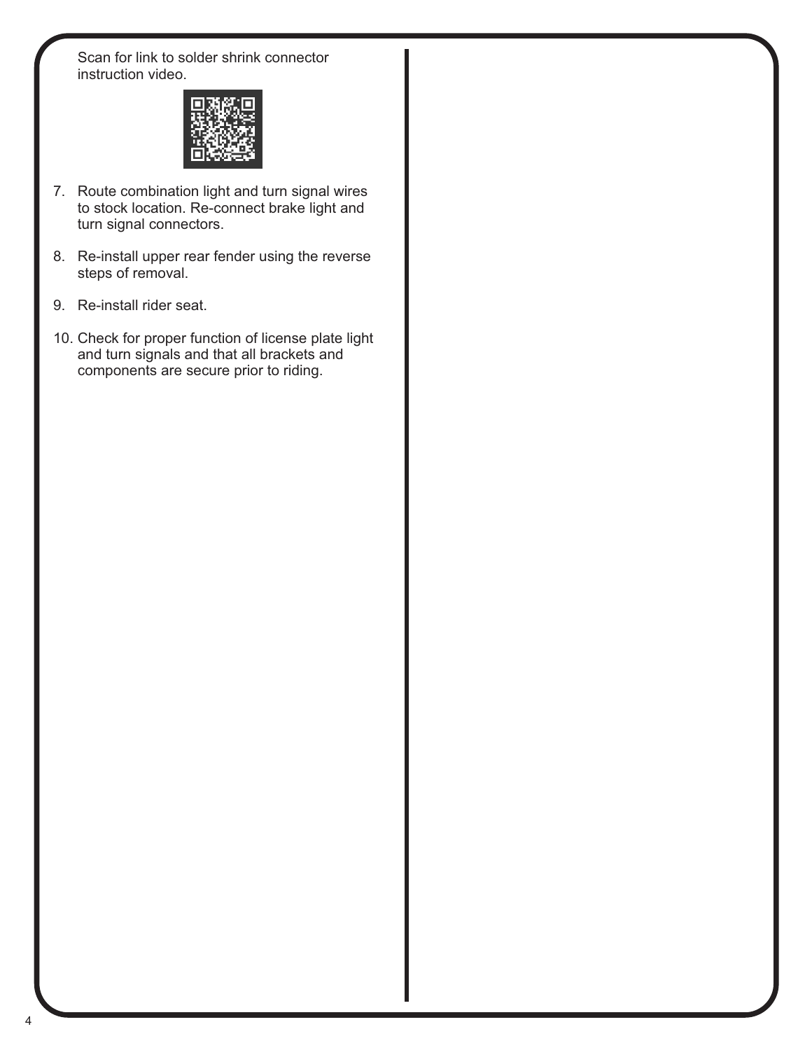Scan for link to solder shrink connector instruction video.

7. Route combination light and turn signal wires to stock location. Re-connect brake light and turn signal connectors.

8. Re-install upper rear fender using the reverse steps of removal.

9. Re-install rider seat.

10. Check for proper function of license plate light and turn signals and that all brackets and components are secure prior to riding.